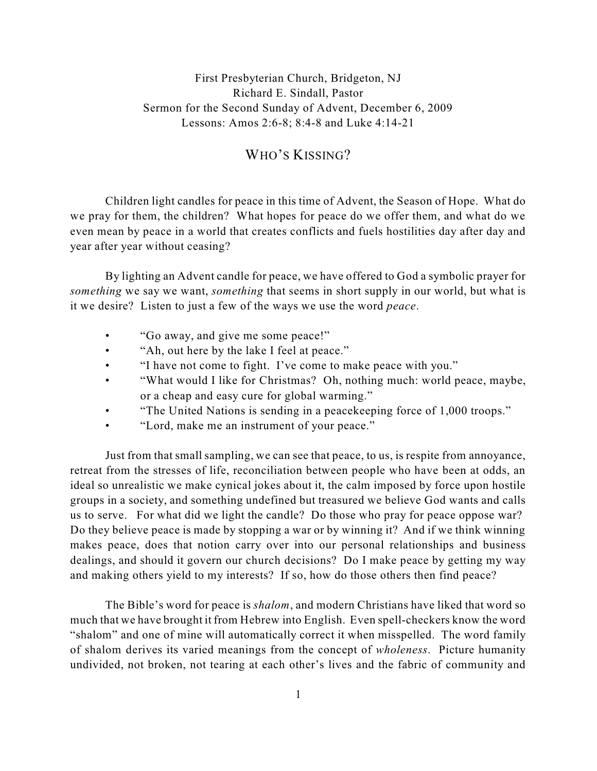First Presbyterian Church, Bridgeton, NJ
Richard E. Sindall, Pastor
Sermon for the Second Sunday of Advent, December 6, 2009
Lessons: Amos 2:6-8; 8:4-8 and Luke 4:14-21

# WHO'S KISSING?

Children light candles for peace in this time of Advent, the Season of Hope. What do we pray for them, the children? What hopes for peace do we offer them, and what do we even mean by peace in a world that creates conflicts and fuels hostilities day after day and year after year without ceasing?

By lighting an Advent candle for peace, we have offered to God a symbolic prayer for *something* we say we want, *something* that seems in short supply in our world, but what is it we desire? Listen to just a few of the ways we use the word *peace*.

- "Go away, and give me some peace!"
- "Ah, out here by the lake I feel at peace."
- "I have not come to fight. I've come to make peace with you."
- "What would I like for Christmas? Oh, nothing much: world peace, maybe, or a cheap and easy cure for global warming."
- "The United Nations is sending in a peacekeeping force of 1,000 troops."
- "Lord, make me an instrument of your peace."

Just from that small sampling, we can see that peace, to us, is respite from annoyance, retreat from the stresses of life, reconciliation between people who have been at odds, an ideal so unrealistic we make cynical jokes about it, the calm imposed by force upon hostile groups in a society, and something undefined but treasured we believe God wants and calls us to serve. For what did we light the candle? Do those who pray for peace oppose war? Do they believe peace is made by stopping a war or by winning it? And if we think winning makes peace, does that notion carry over into our personal relationships and business dealings, and should it govern our church decisions? Do I make peace by getting my way and making others yield to my interests? If so, how do those others then find peace?

The Bible's word for peace is *shalom*, and modern Christians have liked that word so much that we have brought it from Hebrew into English. Even spell-checkers know the word "shalom" and one of mine will automatically correct it when misspelled. The word family of shalom derives its varied meanings from the concept of *wholeness*. Picture humanity undivided, not broken, not tearing at each other's lives and the fabric of community and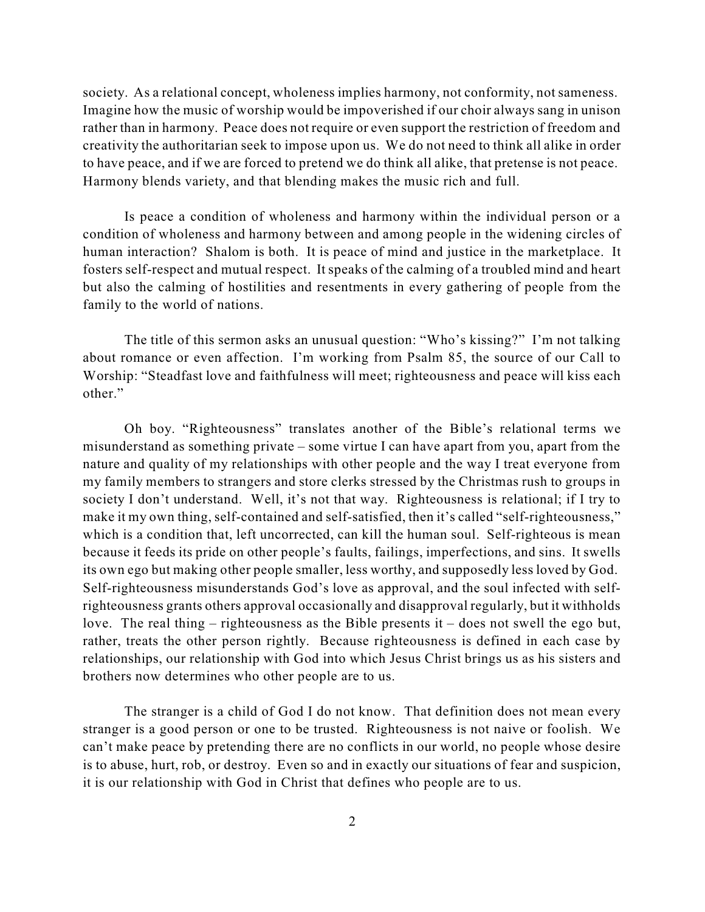society. As a relational concept, wholeness implies harmony, not conformity, not sameness. Imagine how the music of worship would be impoverished if our choir always sang in unison rather than in harmony. Peace does not require or even support the restriction of freedom and creativity the authoritarian seek to impose upon us. We do not need to think all alike in order to have peace, and if we are forced to pretend we do think all alike, that pretense is not peace. Harmony blends variety, and that blending makes the music rich and full.

Is peace a condition of wholeness and harmony within the individual person or a condition of wholeness and harmony between and among people in the widening circles of human interaction? Shalom is both. It is peace of mind and justice in the marketplace. It fosters self-respect and mutual respect. It speaks of the calming of a troubled mind and heart but also the calming of hostilities and resentments in every gathering of people from the family to the world of nations.

The title of this sermon asks an unusual question: "Who's kissing?" I'm not talking about romance or even affection. I'm working from Psalm 85, the source of our Call to Worship: "Steadfast love and faithfulness will meet; righteousness and peace will kiss each other."

Oh boy. "Righteousness" translates another of the Bible's relational terms we misunderstand as something private – some virtue I can have apart from you, apart from the nature and quality of my relationships with other people and the way I treat everyone from my family members to strangers and store clerks stressed by the Christmas rush to groups in society I don't understand. Well, it's not that way. Righteousness is relational; if I try to make it my own thing, self-contained and self-satisfied, then it's called "self-righteousness," which is a condition that, left uncorrected, can kill the human soul. Self-righteous is mean because it feeds its pride on other people's faults, failings, imperfections, and sins. It swells its own ego but making other people smaller, less worthy, and supposedly less loved by God. Self-righteousness misunderstands God's love as approval, and the soul infected with self-righteousness grants others approval occasionally and disapproval regularly, but it withholds love. The real thing – righteousness as the Bible presents it – does not swell the ego but, rather, treats the other person rightly. Because righteousness is defined in each case by relationships, our relationship with God into which Jesus Christ brings us as his sisters and brothers now determines who other people are to us.

The stranger is a child of God I do not know. That definition does not mean every stranger is a good person or one to be trusted. Righteousness is not naive or foolish. We can't make peace by pretending there are no conflicts in our world, no people whose desire is to abuse, hurt, rob, or destroy. Even so and in exactly our situations of fear and suspicion, it is our relationship with God in Christ that defines who people are to us.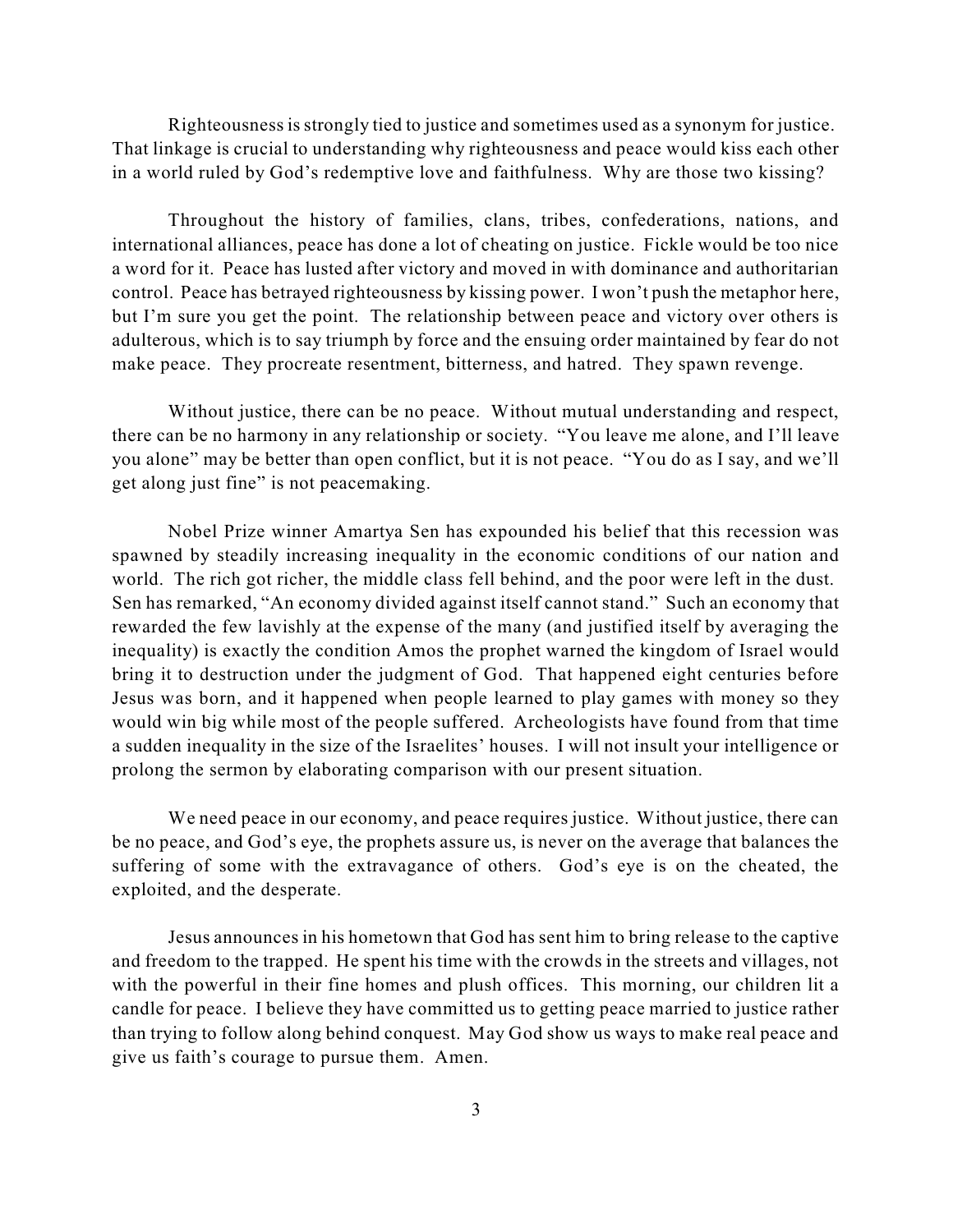Righteousness is strongly tied to justice and sometimes used as a synonym for justice. That linkage is crucial to understanding why righteousness and peace would kiss each other in a world ruled by God's redemptive love and faithfulness. Why are those two kissing?

Throughout the history of families, clans, tribes, confederations, nations, and international alliances, peace has done a lot of cheating on justice. Fickle would be too nice a word for it. Peace has lusted after victory and moved in with dominance and authoritarian control. Peace has betrayed righteousness by kissing power. I won't push the metaphor here, but I'm sure you get the point. The relationship between peace and victory over others is adulterous, which is to say triumph by force and the ensuing order maintained by fear do not make peace. They procreate resentment, bitterness, and hatred. They spawn revenge.

Without justice, there can be no peace. Without mutual understanding and respect, there can be no harmony in any relationship or society. "You leave me alone, and I'll leave you alone" may be better than open conflict, but it is not peace. "You do as I say, and we'll get along just fine" is not peacemaking.

Nobel Prize winner Amartya Sen has expounded his belief that this recession was spawned by steadily increasing inequality in the economic conditions of our nation and world. The rich got richer, the middle class fell behind, and the poor were left in the dust. Sen has remarked, "An economy divided against itself cannot stand." Such an economy that rewarded the few lavishly at the expense of the many (and justified itself by averaging the inequality) is exactly the condition Amos the prophet warned the kingdom of Israel would bring it to destruction under the judgment of God. That happened eight centuries before Jesus was born, and it happened when people learned to play games with money so they would win big while most of the people suffered. Archeologists have found from that time a sudden inequality in the size of the Israelites' houses. I will not insult your intelligence or prolong the sermon by elaborating comparison with our present situation.

We need peace in our economy, and peace requires justice. Without justice, there can be no peace, and God's eye, the prophets assure us, is never on the average that balances the suffering of some with the extravagance of others. God's eye is on the cheated, the exploited, and the desperate.

Jesus announces in his hometown that God has sent him to bring release to the captive and freedom to the trapped. He spent his time with the crowds in the streets and villages, not with the powerful in their fine homes and plush offices. This morning, our children lit a candle for peace. I believe they have committed us to getting peace married to justice rather than trying to follow along behind conquest. May God show us ways to make real peace and give us faith's courage to pursue them. Amen.